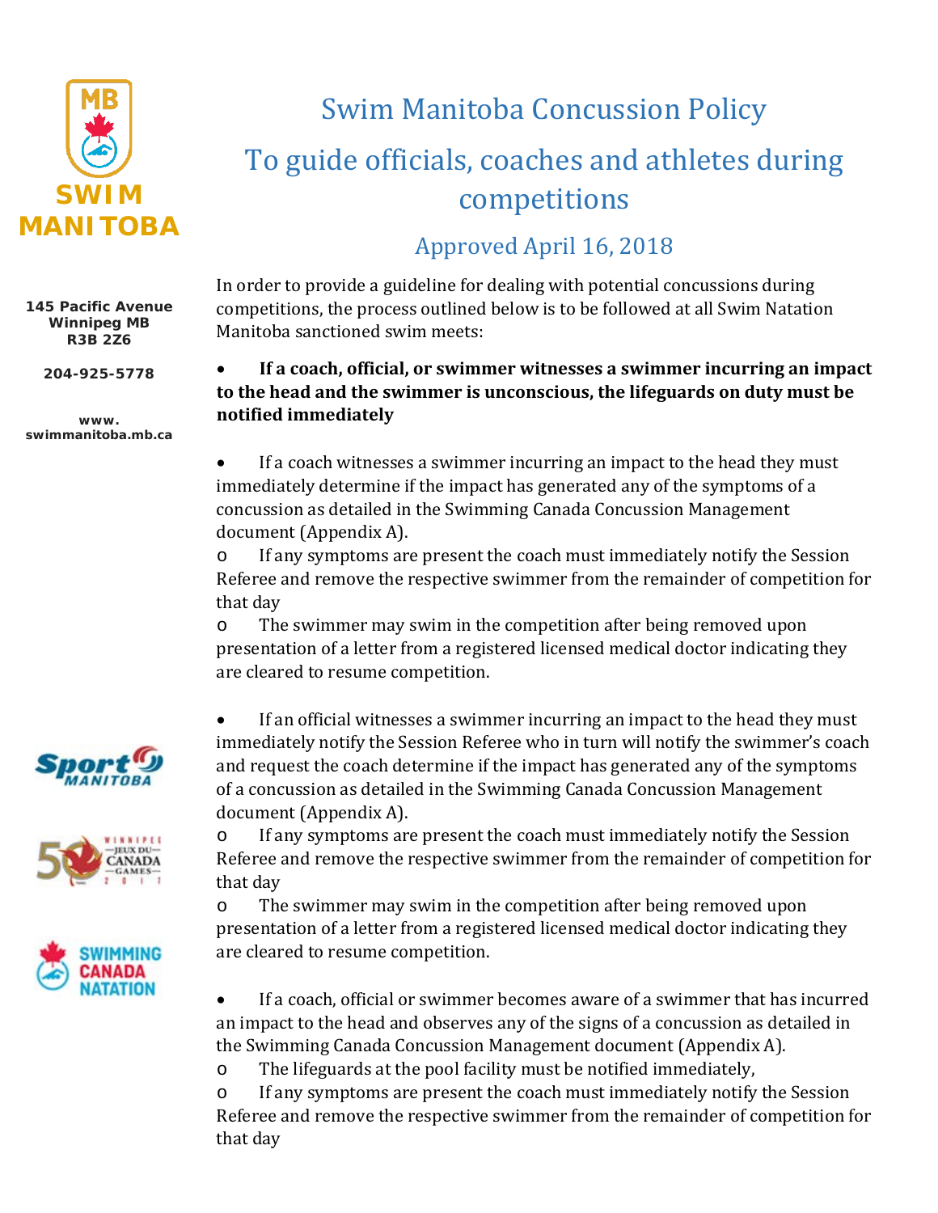# Swim Manitoba Concussion Policy

## To guide officials, coaches and athletes during competitions

### Approved April 16, 2018

145 Pacific Avenue
Winnipeg MB
R3B 2Z6

204-925-5778

www.swimmanitoba.mb.ca

In order to provide a guideline for dealing with potential concussions during competitions, the process outlined below is to be followed at all Swim Natation Manitoba sanctioned swim meets:

- **If a coach, official, or swimmer witnesses a swimmer incurring an impact to the head and the swimmer is unconscious, the lifeguards on duty must be notified immediately**

- If a coach witnesses a swimmer incurring an impact to the head they must immediately determine if the impact has generated any of the symptoms of a concussion as detailed in the Swimming Canada Concussion Management document (Appendix A).
  - If any symptoms are present the coach must immediately notify the Session Referee and remove the respective swimmer from the remainder of competition for that day
  - The swimmer may swim in the competition after being removed upon presentation of a letter from a registered licensed medical doctor indicating they are cleared to resume competition.

- If an official witnesses a swimmer incurring an impact to the head they must immediately notify the Session Referee who in turn will notify the swimmer's coach and request the coach determine if the impact has generated any of the symptoms of a concussion as detailed in the Swimming Canada Concussion Management document (Appendix A).
  - If any symptoms are present the coach must immediately notify the Session Referee and remove the respective swimmer from the remainder of competition for that day
  - The swimmer may swim in the competition after being removed upon presentation of a letter from a registered licensed medical doctor indicating they are cleared to resume competition.

- If a coach, official or swimmer becomes aware of a swimmer that has incurred an impact to the head and observes any of the signs of a concussion as detailed in the Swimming Canada Concussion Management document (Appendix A).
  - The lifeguards at the pool facility must be notified immediately,
  - If any symptoms are present the coach must immediately notify the Session Referee and remove the respective swimmer from the remainder of competition for that day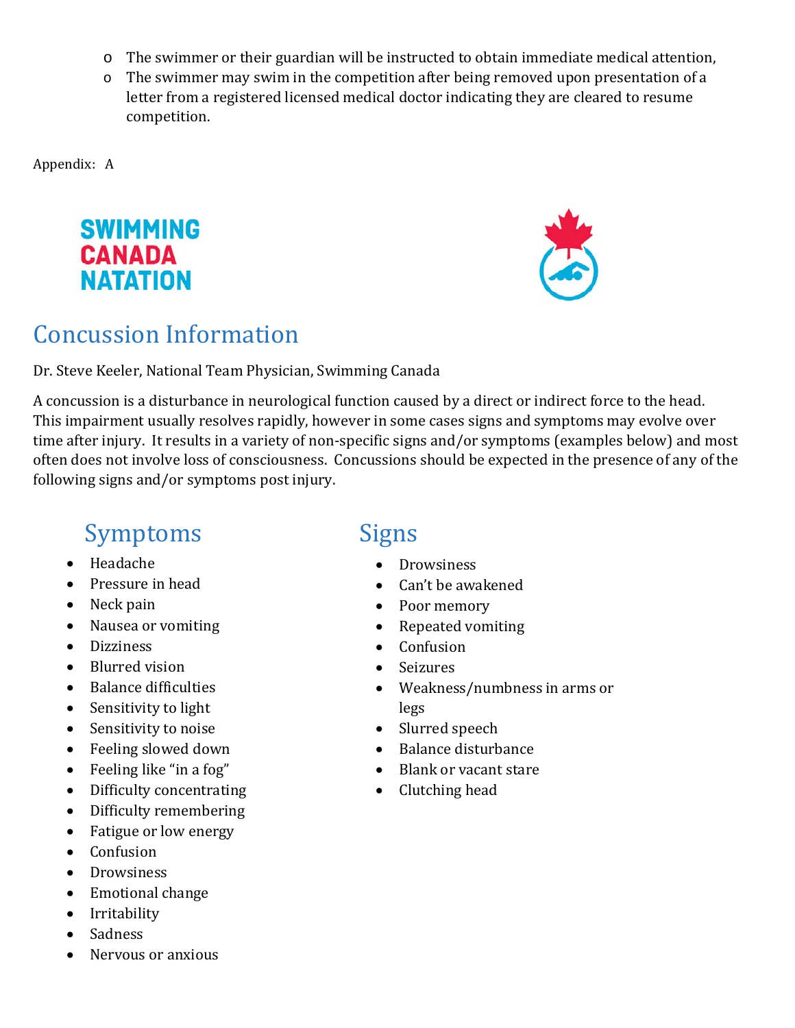- The swimmer or their guardian will be instructed to obtain immediate medical attention,
- The swimmer may swim in the competition after being removed upon presentation of a letter from a registered licensed medical doctor indicating they are cleared to resume competition.

Appendix: A

SWIMMING CANADA NATATION

# Concussion Information

Dr. Steve Keeler, National Team Physician, Swimming Canada

A concussion is a disturbance in neurological function caused by a direct or indirect force to the head. This impairment usually resolves rapidly, however in some cases signs and symptoms may evolve over time after injury. It results in a variety of non-specific signs and/or symptoms (examples below) and most often does not involve loss of consciousness. Concussions should be expected in the presence of any of the following signs and/or symptoms post injury.

## Symptoms

- Headache
- Pressure in head
- Neck pain
- Nausea or vomiting
- Dizziness
- Blurred vision
- Balance difficulties
- Sensitivity to light
- Sensitivity to noise
- Feeling slowed down
- Feeling like "in a fog"
- Difficulty concentrating
- Difficulty remembering
- Fatigue or low energy
- Confusion
- Drowsiness
- Emotional change
- Irritability
- Sadness
- Nervous or anxious

## Signs

- Drowsiness
- Can't be awakened
- Poor memory
- Repeated vomiting
- Confusion
- Seizures
- Weakness/numbness in arms or legs
- Slurred speech
- Balance disturbance
- Blank or vacant stare
- Clutching head